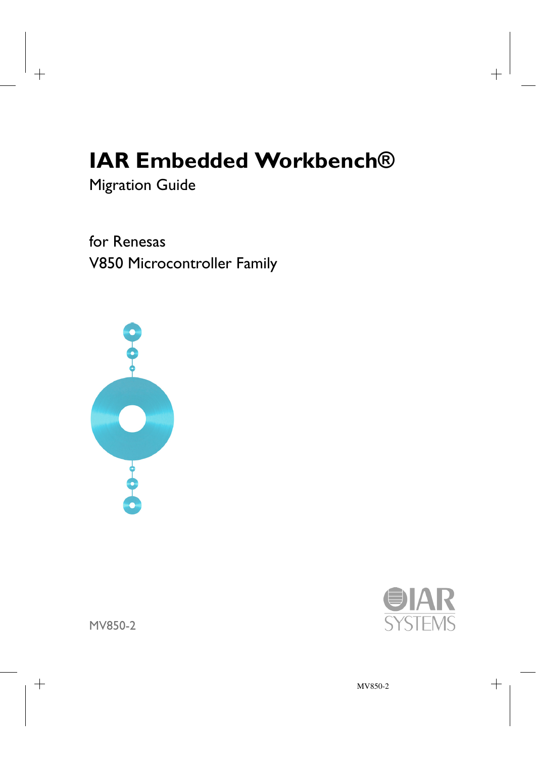# IAR Embedded Workbench®

Migration Guide

for Renesas
V850 Microcontroller Family

MV850-2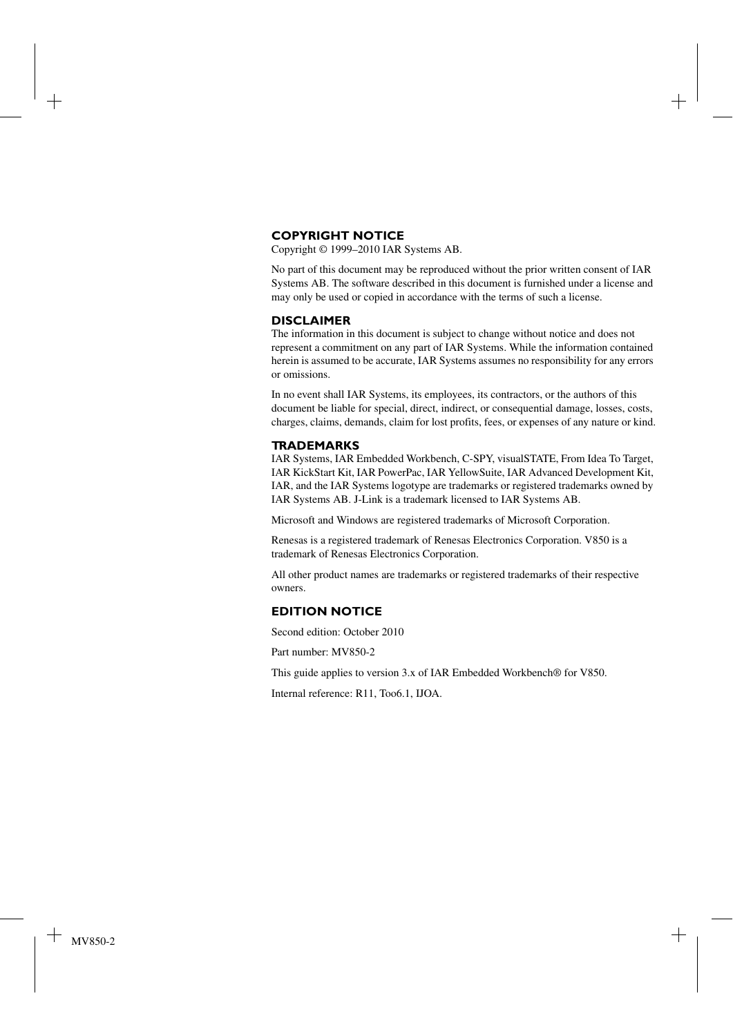## COPYRIGHT NOTICE

Copyright © 1999–2010 IAR Systems AB.

No part of this document may be reproduced without the prior written consent of IAR Systems AB. The software described in this document is furnished under a license and may only be used or copied in accordance with the terms of such a license.

## DISCLAIMER

The information in this document is subject to change without notice and does not represent a commitment on any part of IAR Systems. While the information contained herein is assumed to be accurate, IAR Systems assumes no responsibility for any errors or omissions.

In no event shall IAR Systems, its employees, its contractors, or the authors of this document be liable for special, direct, indirect, or consequential damage, losses, costs, charges, claims, demands, claim for lost profits, fees, or expenses of any nature or kind.

## TRADEMARKS

IAR Systems, IAR Embedded Workbench, C-SPY, visualSTATE, From Idea To Target, IAR KickStart Kit, IAR PowerPac, IAR YellowSuite, IAR Advanced Development Kit, IAR, and the IAR Systems logotype are trademarks or registered trademarks owned by IAR Systems AB. J-Link is a trademark licensed to IAR Systems AB.

Microsoft and Windows are registered trademarks of Microsoft Corporation.

Renesas is a registered trademark of Renesas Electronics Corporation. V850 is a trademark of Renesas Electronics Corporation.

All other product names are trademarks or registered trademarks of their respective owners.

## EDITION NOTICE

Second edition: October 2010

Part number: MV850-2

This guide applies to version 3.x of IAR Embedded Workbench® for V850.

Internal reference: R11, Too6.1, IJOA.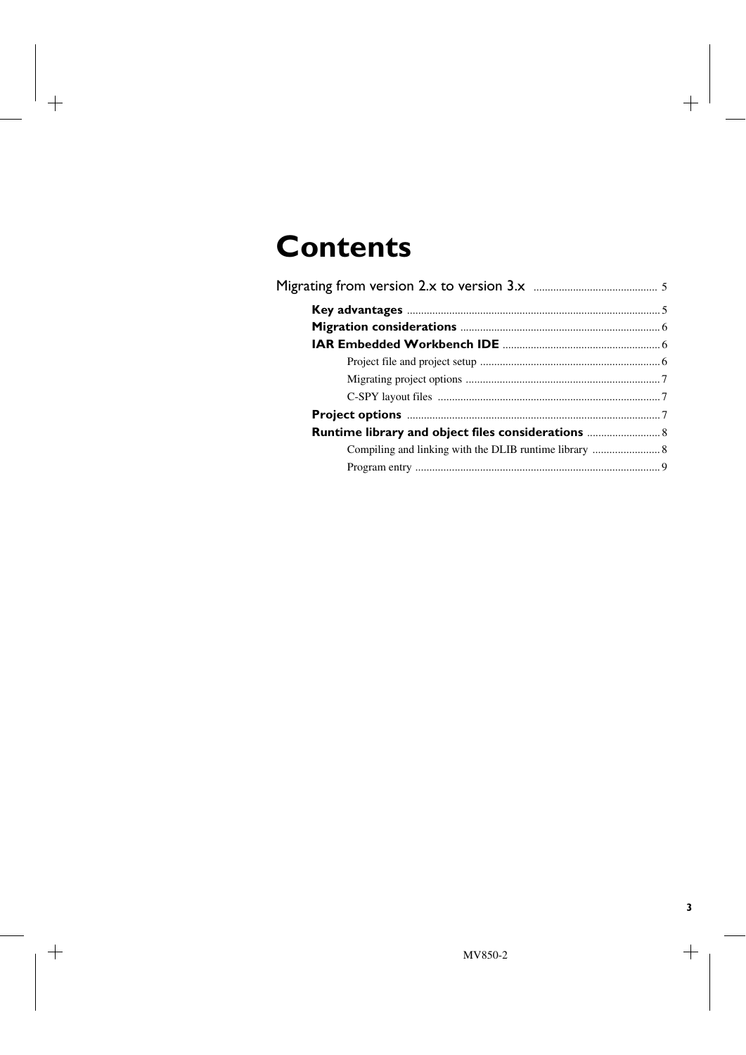# Contents

Migrating from version 2.x to version 3.x ........................................... 5

- **Key advantages** .......................................................................................... 5
- **Migration considerations** ....................................................................... 6
- **IAR Embedded Workbench IDE** ........................................................ 6
  - Project file and project setup ................................................................ 6
  - Migrating project options ..................................................................... 7
  - C-SPY layout files ............................................................................... 7
- **Project options** .......................................................................................... 7
- **Runtime library and object files considerations** .......................... 8
  - Compiling and linking with the DLIB runtime library ........................ 8
  - Program entry ....................................................................................... 9

MV850-2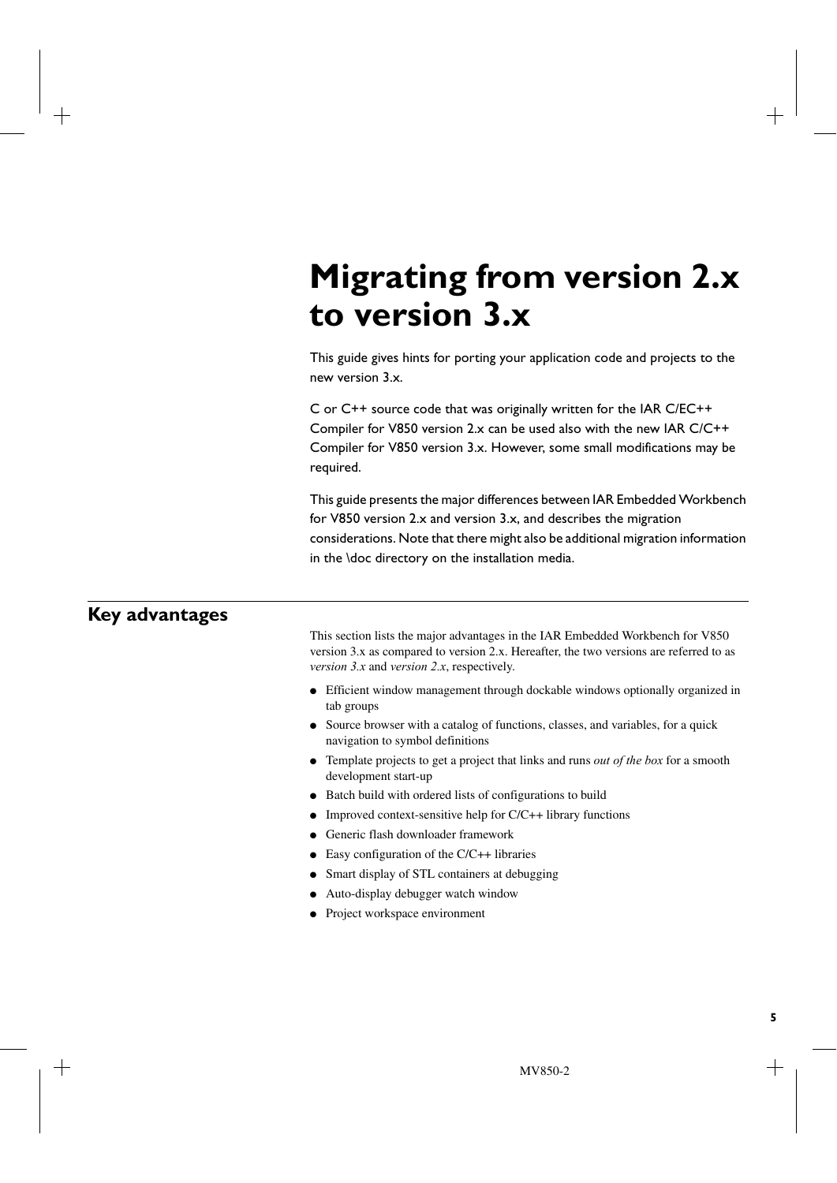# Migrating from version 2.x to version 3.x

This guide gives hints for porting your application code and projects to the new version 3.x.

C or C++ source code that was originally written for the IAR C/EC++ Compiler for V850 version 2.x can be used also with the new IAR C/C++ Compiler for V850 version 3.x. However, some small modifications may be required.

This guide presents the major differences between IAR Embedded Workbench for V850 version 2.x and version 3.x, and describes the migration considerations. Note that there might also be additional migration information in the \doc directory on the installation media.

## Key advantages

This section lists the major advantages in the IAR Embedded Workbench for V850 version 3.x as compared to version 2.x. Hereafter, the two versions are referred to as *version 3.x* and *version 2.x*, respectively.

- Efficient window management through dockable windows optionally organized in tab groups
- Source browser with a catalog of functions, classes, and variables, for a quick navigation to symbol definitions
- Template projects to get a project that links and runs *out of the box* for a smooth development start-up
- Batch build with ordered lists of configurations to build
- Improved context-sensitive help for C/C++ library functions
- Generic flash downloader framework
- Easy configuration of the C/C++ libraries
- Smart display of STL containers at debugging
- Auto-display debugger watch window
- Project workspace environment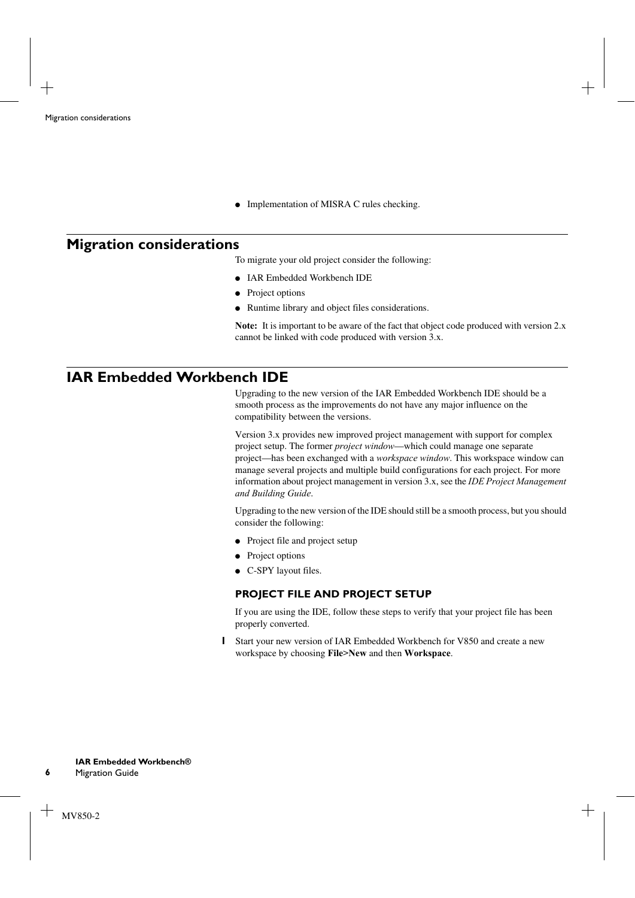- Implementation of MISRA C rules checking.

## Migration considerations

To migrate your old project consider the following:

- IAR Embedded Workbench IDE
- Project options
- Runtime library and object files considerations.

**Note:** It is important to be aware of the fact that object code produced with version 2.x cannot be linked with code produced with version 3.x.

## IAR Embedded Workbench IDE

Upgrading to the new version of the IAR Embedded Workbench IDE should be a smooth process as the improvements do not have any major influence on the compatibility between the versions.

Version 3.x provides new improved project management with support for complex project setup. The former *project window*—which could manage one separate project—has been exchanged with a *workspace window*. This workspace window can manage several projects and multiple build configurations for each project. For more information about project management in version 3.x, see the *IDE Project Management and Building Guide*.

Upgrading to the new version of the IDE should still be a smooth process, but you should consider the following:

- Project file and project setup
- Project options
- C-SPY layout files.

### PROJECT FILE AND PROJECT SETUP

If you are using the IDE, follow these steps to verify that your project file has been properly converted.

1. Start your new version of IAR Embedded Workbench for V850 and create a new workspace by choosing **File>New** and then **Workspace**.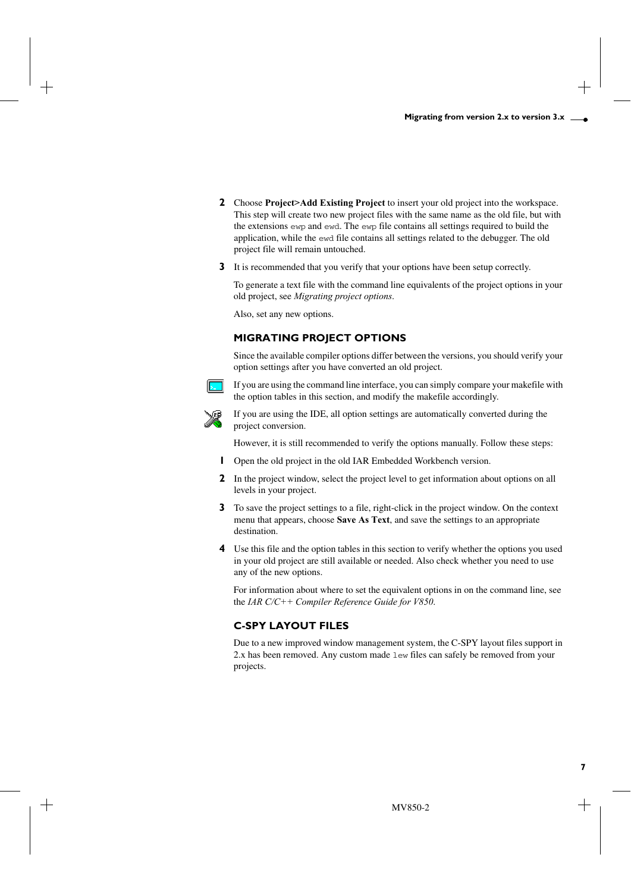2. Choose **Project>Add Existing Project** to insert your old project into the workspace. This step will create two new project files with the same name as the old file, but with the extensions `ewp` and `ewd`. The `ewp` file contains all settings required to build the application, while the `ewd` file contains all settings related to the debugger. The old project file will remain untouched.

3. It is recommended that you verify that your options have been setup correctly.

   To generate a text file with the command line equivalents of the project options in your old project, see *Migrating project options*.

   Also, set any new options.

### MIGRATING PROJECT OPTIONS

Since the available compiler options differ between the versions, you should verify your option settings after you have converted an old project.

If you are using the command line interface, you can simply compare your makefile with the option tables in this section, and modify the makefile accordingly.

If you are using the IDE, all option settings are automatically converted during the project conversion.

However, it is still recommended to verify the options manually. Follow these steps:

1. Open the old project in the old IAR Embedded Workbench version.

2. In the project window, select the project level to get information about options on all levels in your project.

3. To save the project settings to a file, right-click in the project window. On the context menu that appears, choose **Save As Text**, and save the settings to an appropriate destination.

4. Use this file and the option tables in this section to verify whether the options you used in your old project are still available or needed. Also check whether you need to use any of the new options.

   For information about where to set the equivalent options in on the command line, see the *IAR C/C++ Compiler Reference Guide for V850*.

### C-SPY LAYOUT FILES

Due to a new improved window management system, the C-SPY layout files support in 2.x has been removed. Any custom made `lew` files can safely be removed from your projects.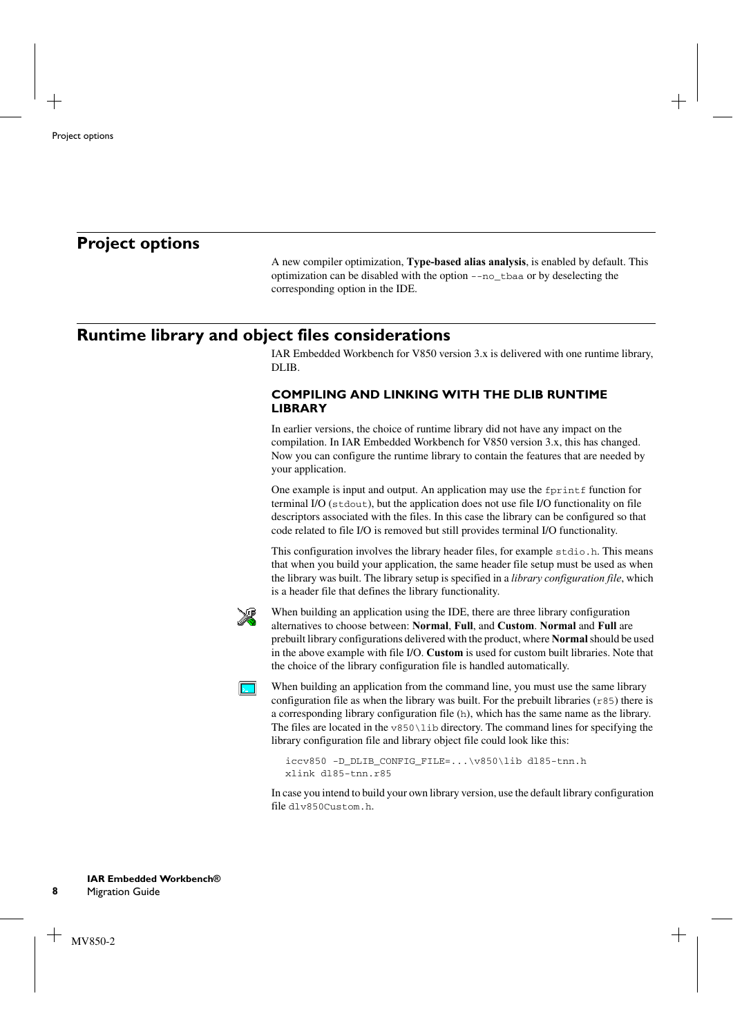## Project options

A new compiler optimization, **Type-based alias analysis**, is enabled by default. This optimization can be disabled with the option `--no_tbaa` or by deselecting the corresponding option in the IDE.

## Runtime library and object files considerations

IAR Embedded Workbench for V850 version 3.x is delivered with one runtime library, DLIB.

### COMPILING AND LINKING WITH THE DLIB RUNTIME LIBRARY

In earlier versions, the choice of runtime library did not have any impact on the compilation. In IAR Embedded Workbench for V850 version 3.x, this has changed. Now you can configure the runtime library to contain the features that are needed by your application.

One example is input and output. An application may use the `fprintf` function for terminal I/O (`stdout`), but the application does not use file I/O functionality on file descriptors associated with the files. In this case the library can be configured so that code related to file I/O is removed but still provides terminal I/O functionality.

This configuration involves the library header files, for example `stdio.h`. This means that when you build your application, the same header file setup must be used as when the library was built. The library setup is specified in a *library configuration file*, which is a header file that defines the library functionality.

When building an application using the IDE, there are three library configuration alternatives to choose between: **Normal**, **Full**, and **Custom**. **Normal** and **Full** are prebuilt library configurations delivered with the product, where **Normal** should be used in the above example with file I/O. **Custom** is used for custom built libraries. Note that the choice of the library configuration file is handled automatically.

When building an application from the command line, you must use the same library configuration file as when the library was built. For the prebuilt libraries (`r85`) there is a corresponding library configuration file (`h`), which has the same name as the library. The files are located in the `v850\lib` directory. The command lines for specifying the library configuration file and library object file could look like this:

```
iccv850 -D_DLIB_CONFIG_FILE=...\v850\lib dl85-tnn.h
xlink dl85-tnn.r85
```

In case you intend to build your own library version, use the default library configuration file `dlv850Custom.h`.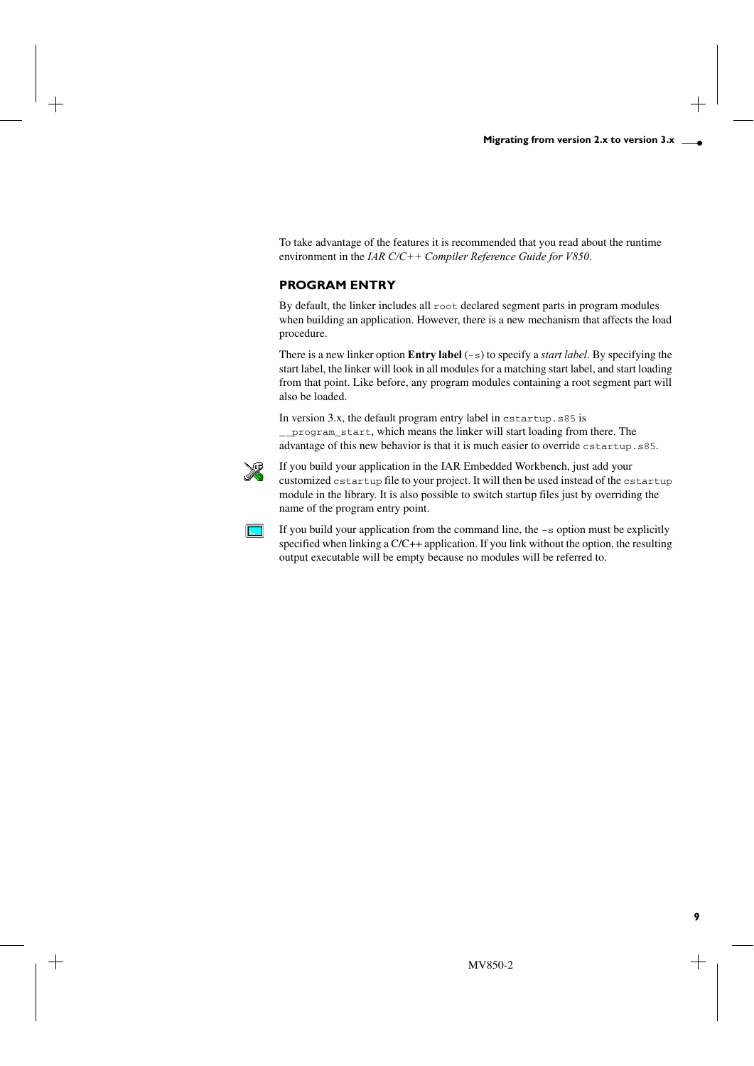To take advantage of the features it is recommended that you read about the runtime environment in the *IAR C/C++ Compiler Reference Guide for V850*.

## PROGRAM ENTRY

By default, the linker includes all `root` declared segment parts in program modules when building an application. However, there is a new mechanism that affects the load procedure.

There is a new linker option **Entry label** (`-s`) to specify a *start label*. By specifying the start label, the linker will look in all modules for a matching start label, and start loading from that point. Like before, any program modules containing a root segment part will also be loaded.

In version 3.x, the default program entry label in `cstartup.s85` is `__program_start`, which means the linker will start loading from there. The advantage of this new behavior is that it is much easier to override `cstartup.s85`.

If you build your application in the IAR Embedded Workbench, just add your customized `cstartup` file to your project. It will then be used instead of the `cstartup` module in the library. It is also possible to switch startup files just by overriding the name of the program entry point.

If you build your application from the command line, the `-s` option must be explicitly specified when linking a C/C++ application. If you link without the option, the resulting output executable will be empty because no modules will be referred to.